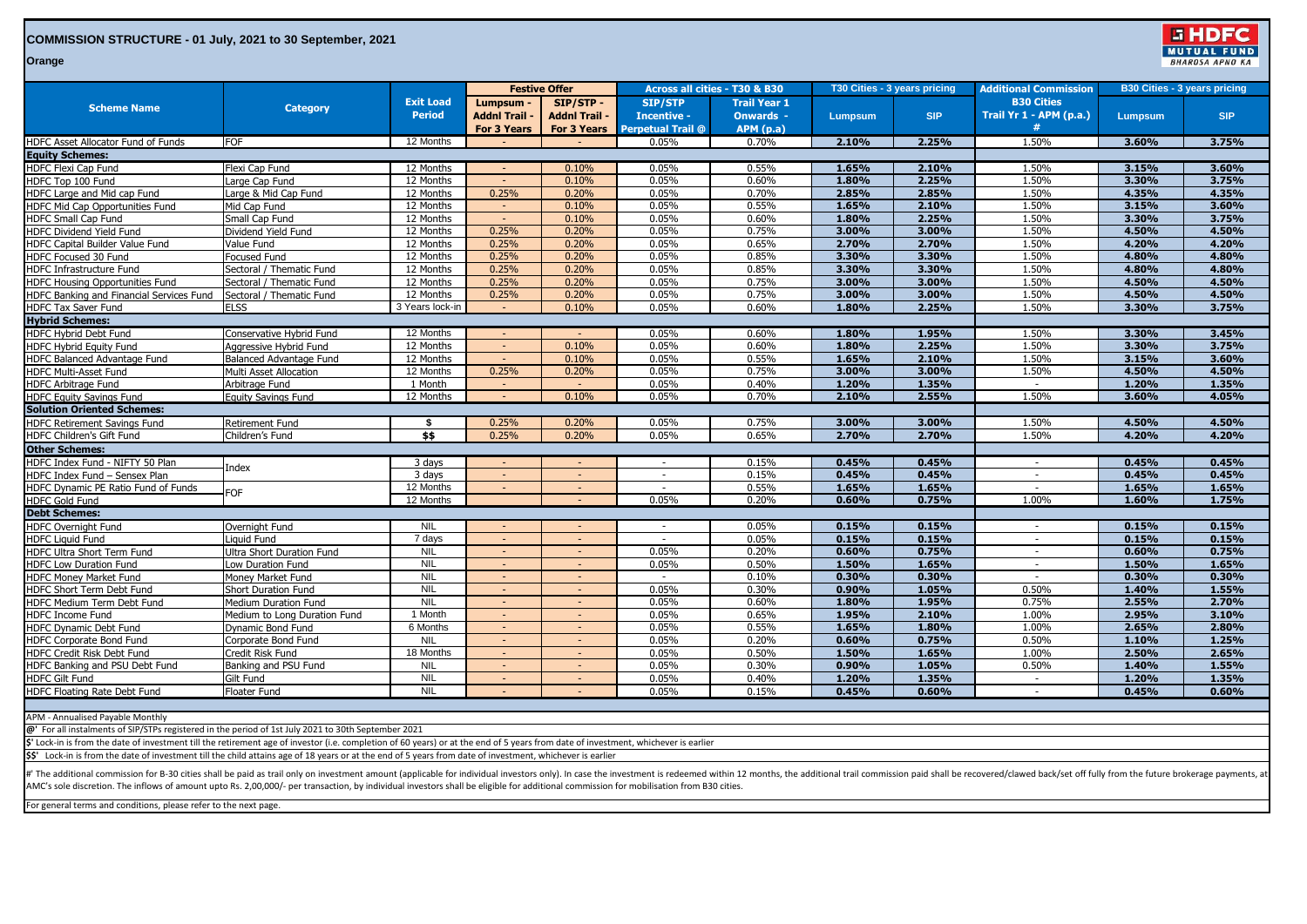# COMMISSION STRUCTURE - 01 July, 2021 to 30 September, 2021

**Orange**

| Scheme Name | Category | Exit Load Period | Festive Offer | | Across all cities - T30 & B30 | | T30 Cities - 3 years pricing | | Additional Commission | B30 Cities - 3 years pricing | |
|---|---|---|---|---|---|---|---|---|---|---|---|
| | | | Lumpsum - Addnl Trail - For 3 Years | SIP/STP - Addnl Trail - For 3 Years | SIP/STP Incentive - Perpetual Trail @ | Trail Year 1 Onwards - APM (p.a) | Lumpsum | SIP | B30 Cities Trail Yr 1 - APM (p.a.) # | Lumpsum | SIP |
| HDFC Asset Allocator Fund of Funds | FOF | 12 Months | - | - | 0.05% | 0.70% | 2.10% | 2.25% | 1.50% | 3.60% | 3.75% |
| **Equity Schemes:** | | | | | | | | | | | |
| HDFC Flexi Cap Fund | Flexi Cap Fund | 12 Months | - | 0.10% | 0.05% | 0.55% | 1.65% | 2.10% | 1.50% | 3.15% | 3.60% |
| HDFC Top 100 Fund | Large Cap Fund | 12 Months | - | 0.10% | 0.05% | 0.60% | 1.80% | 2.25% | 1.50% | 3.30% | 3.75% |
| HDFC Large and Mid cap Fund | Large & Mid Cap Fund | 12 Months | 0.25% | 0.20% | 0.05% | 0.70% | 2.85% | 2.85% | 1.50% | 4.35% | 4.35% |
| HDFC Mid Cap Opportunities Fund | Mid Cap Fund | 12 Months | - | 0.10% | 0.05% | 0.55% | 1.65% | 2.10% | 1.50% | 3.15% | 3.60% |
| HDFC Small Cap Fund | Small Cap Fund | 12 Months | - | 0.10% | 0.05% | 0.60% | 1.80% | 2.25% | 1.50% | 3.30% | 3.75% |
| HDFC Dividend Yield Fund | Dividend Yield Fund | 12 Months | 0.25% | 0.20% | 0.05% | 0.75% | 3.00% | 3.00% | 1.50% | 4.50% | 4.50% |
| HDFC Capital Builder Value Fund | Value Fund | 12 Months | 0.25% | 0.20% | 0.05% | 0.65% | 2.70% | 2.70% | 1.50% | 4.20% | 4.20% |
| HDFC Focused 30 Fund | Focused Fund | 12 Months | 0.25% | 0.20% | 0.05% | 0.85% | 3.30% | 3.30% | 1.50% | 4.80% | 4.80% |
| HDFC Infrastructure Fund | Sectoral / Thematic Fund | 12 Months | 0.25% | 0.20% | 0.05% | 0.85% | 3.30% | 3.30% | 1.50% | 4.80% | 4.80% |
| HDFC Housing Opportunities Fund | Sectoral / Thematic Fund | 12 Months | 0.25% | 0.20% | 0.05% | 0.75% | 3.00% | 3.00% | 1.50% | 4.50% | 4.50% |
| HDFC Banking and Financial Services Fund | Sectoral / Thematic Fund | 12 Months | 0.25% | 0.20% | 0.05% | 0.75% | 3.00% | 3.00% | 1.50% | 4.50% | 4.50% |
| HDFC Tax Saver Fund | ELSS | 3 Years lock-in | - | 0.10% | 0.05% | 0.60% | 1.80% | 2.25% | 1.50% | 3.30% | 3.75% |
| **Hybrid Schemes:** | | | | | | | | | | | |
| HDFC Hybrid Debt Fund | Conservative Hybrid Fund | 12 Months | - | - | 0.05% | 0.60% | 1.80% | 1.95% | 1.50% | 3.30% | 3.45% |
| HDFC Hybrid Equity Fund | Aggressive Hybrid Fund | 12 Months | - | 0.10% | 0.05% | 0.60% | 1.80% | 2.25% | 1.50% | 3.30% | 3.75% |
| HDFC Balanced Advantage Fund | Balanced Advantage Fund | 12 Months | - | 0.10% | 0.05% | 0.55% | 1.65% | 2.10% | 1.50% | 3.15% | 3.60% |
| HDFC Multi-Asset Fund | Multi Asset Allocation | 12 Months | 0.25% | 0.20% | 0.05% | 0.75% | 3.00% | 3.00% | 1.50% | 4.50% | 4.50% |
| HDFC Arbitrage Fund | Arbitrage Fund | 1 Month | - | - | 0.05% | 0.40% | 1.20% | 1.35% | - | 1.20% | 1.35% |
| HDFC Equity Savings Fund | Equity Savings Fund | 12 Months | - | 0.10% | 0.05% | 0.70% | 2.10% | 2.55% | 1.50% | 3.60% | 4.05% |
| **Solution Oriented Schemes:** | | | | | | | | | | | |
| HDFC Retirement Savings Fund | Retirement Fund | $ | 0.25% | 0.20% | 0.05% | 0.75% | 3.00% | 3.00% | 1.50% | 4.50% | 4.50% |
| HDFC Children's Gift Fund | Children's Fund | $$ | 0.25% | 0.20% | 0.05% | 0.65% | 2.70% | 2.70% | 1.50% | 4.20% | 4.20% |
| **Other Schemes:** | | | | | | | | | | | |
| HDFC Index Fund - NIFTY 50 Plan | Index | 3 days | - | - | - | 0.15% | 0.45% | 0.45% | - | 0.45% | 0.45% |
| HDFC Index Fund – Sensex Plan | Index | 3 days | - | - | - | 0.15% | 0.45% | 0.45% | - | 0.45% | 0.45% |
| HDFC Dynamic PE Ratio Fund of Funds | FOF | 12 Months | - | - | - | 0.55% | 1.65% | 1.65% | - | 1.65% | 1.65% |
| HDFC Gold Fund | FOF | 12 Months | | - | 0.05% | 0.20% | 0.60% | 0.75% | 1.00% | 1.60% | 1.75% |
| **Debt Schemes:** | | | | | | | | | | | |
| HDFC Overnight Fund | Overnight Fund | NIL | - | - | - | 0.05% | 0.15% | 0.15% | - | 0.15% | 0.15% |
| HDFC Liquid Fund | Liquid Fund | 7 days | - | - | - | 0.05% | 0.15% | 0.15% | - | 0.15% | 0.15% |
| HDFC Ultra Short Term Fund | Ultra Short Duration Fund | NIL | - | - | 0.05% | 0.20% | 0.60% | 0.75% | - | 0.60% | 0.75% |
| HDFC Low Duration Fund | Low Duration Fund | NIL | - | - | 0.05% | 0.50% | 1.50% | 1.65% | - | 1.50% | 1.65% |
| HDFC Money Market Fund | Money Market Fund | NIL | - | - | - | 0.10% | 0.30% | 0.30% | - | 0.30% | 0.30% |
| HDFC Short Term Debt Fund | Short Duration Fund | NIL | - | - | 0.05% | 0.30% | 0.90% | 1.05% | 0.50% | 1.40% | 1.55% |
| HDFC Medium Term Debt Fund | Medium Duration Fund | NIL | - | - | 0.05% | 0.60% | 1.80% | 1.95% | 0.75% | 2.55% | 2.70% |
| HDFC Income Fund | Medium to Long Duration Fund | 1 Month | - | - | 0.05% | 0.65% | 1.95% | 2.10% | 1.00% | 2.95% | 3.10% |
| HDFC Dynamic Debt Fund | Dynamic Bond Fund | 6 Months | - | - | 0.05% | 0.55% | 1.65% | 1.80% | 1.00% | 2.65% | 2.80% |
| HDFC Corporate Bond Fund | Corporate Bond Fund | NIL | - | - | 0.05% | 0.20% | 0.60% | 0.75% | 0.50% | 1.10% | 1.25% |
| HDFC Credit Risk Debt Fund | Credit Risk Fund | 18 Months | - | - | 0.05% | 0.50% | 1.50% | 1.65% | 1.00% | 2.50% | 2.65% |
| HDFC Banking and PSU Debt Fund | Banking and PSU Fund | NIL | - | - | 0.05% | 0.30% | 0.90% | 1.05% | 0.50% | 1.40% | 1.55% |
| HDFC Gilt Fund | Gilt Fund | NIL | - | - | 0.05% | 0.40% | 1.20% | 1.35% | - | 1.20% | 1.35% |
| HDFC Floating Rate Debt Fund | Floater Fund | NIL | - | - | 0.05% | 0.15% | 0.45% | 0.60% | - | 0.45% | 0.60% |

APM - Annualised Payable Monthly

@' For all instalments of SIP/STPs registered in the period of 1st July 2021 to 30th September 2021

$' Lock-in is from the date of investment till the retirement age of investor (i.e. completion of 60 years) or at the end of 5 years from date of investment, whichever is earlier

$$' Lock-in is from the date of investment till the child attains age of 18 years or at the end of 5 years from date of investment, whichever is earlier

#' The additional commission for B-30 cities shall be paid as trail only on investment amount (applicable for individual investors only). In case the investment is redeemed within 12 months, the additional trail commission paid shall be recovered/clawed back/set off fully from the future brokerage payments, at AMC's sole discretion. The inflows of amount upto Rs. 2,00,000/- per transaction, by individual investors shall be eligible for additional commission for mobilisation from B30 cities.

For general terms and conditions, please refer to the next page.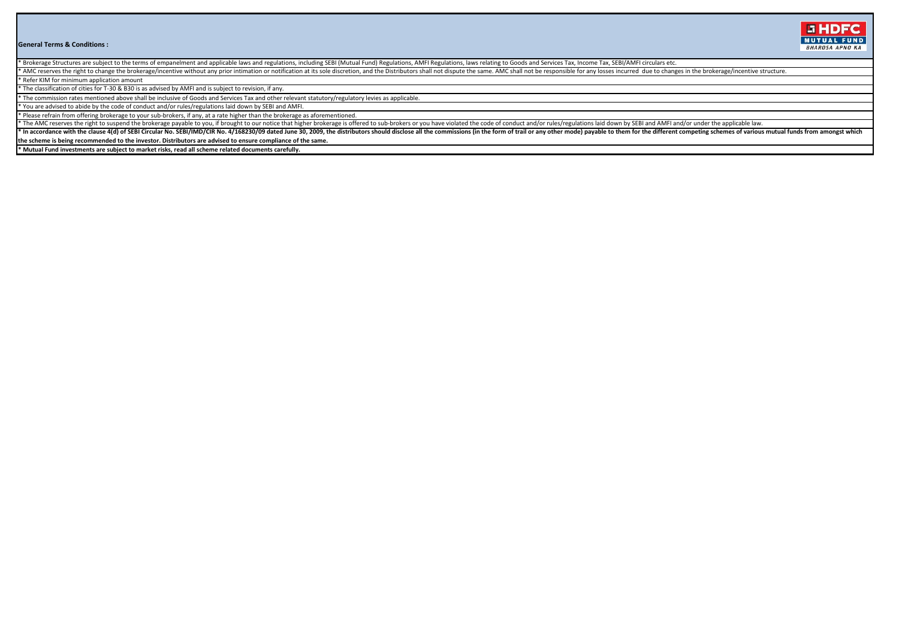**General Terms & Conditions :**

* Brokerage Structures are subject to the terms of empanelment and applicable laws and regulations, including SEBI (Mutual Fund) Regulations, AMFI Regulations, laws relating to Goods and Services Tax, Income Tax, SEBI/AMFI circulars etc.
* AMC reserves the right to change the brokerage/incentive without any prior intimation or notification at its sole discretion, and the Distributors shall not dispute the same. AMC shall not be responsible for any losses incurred due to changes in the brokerage/incentive structure.
* Refer KIM for minimum application amount
* The classification of cities for T-30 & B30 is as advised by AMFI and is subject to revision, if any.
* The commission rates mentioned above shall be inclusive of Goods and Services Tax and other relevant statutory/regulatory levies as applicable.
* You are advised to abide by the code of conduct and/or rules/regulations laid down by SEBI and AMFI.
* Please refrain from offering brokerage to your sub-brokers, if any, at a rate higher than the brokerage as aforementioned.
* The AMC reserves the right to suspend the brokerage payable to you, if brought to our notice that higher brokerage is offered to sub-brokers or you have violated the code of conduct and/or rules/regulations laid down by SEBI and AMFI and/or under the applicable law.
* **In accordance with the clause 4(d) of SEBI Circular No. SEBI/IMD/CIR No. 4/168230/09 dated June 30, 2009, the distributors should disclose all the commissions (in the form of trail or any other mode) payable to them for the different competing schemes of various mutual funds from amongst which the scheme is being recommended to the investor. Distributors are advised to ensure compliance of the same.**
* **Mutual Fund investments are subject to market risks, read all scheme related documents carefully.**